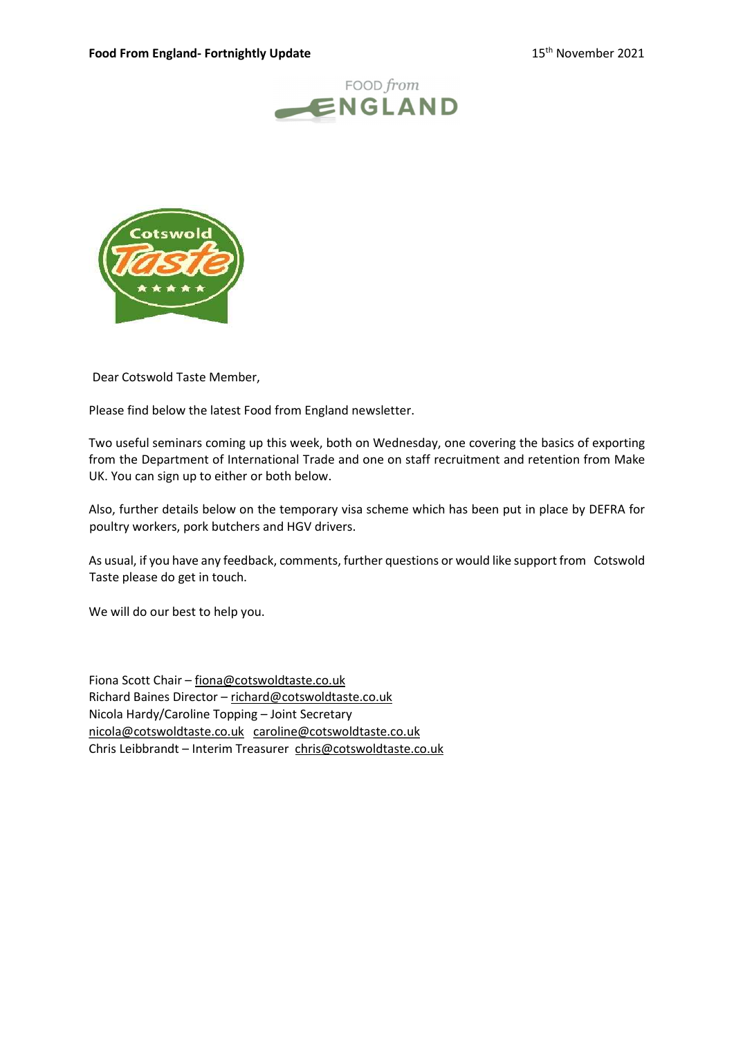**Food From England- Fortnightly Update** 15th November 2021

FOOD *from* ENGLAND

Cotswold Taste

Dear Cotswold Taste Member,

Please find below the latest Food from England newsletter.

Two useful seminars coming up this week, both on Wednesday, one covering the basics of exporting from the Department of International Trade and one on staff recruitment and retention from Make UK. You can sign up to either or both below.

Also, further details below on the temporary visa scheme which has been put in place by DEFRA for poultry workers, pork butchers and HGV drivers.

As usual, if you have any feedback, comments, further questions or would like support from Cotswold Taste please do get in touch.

We will do our best to help you.

Fiona Scott Chair – fiona@cotswoldtaste.co.uk
Richard Baines Director – richard@cotswoldtaste.co.uk
Nicola Hardy/Caroline Topping – Joint Secretary
nicola@cotswoldtaste.co.uk caroline@cotswoldtaste.co.uk
Chris Leibbrandt – Interim Treasurer chris@cotswoldtaste.co.uk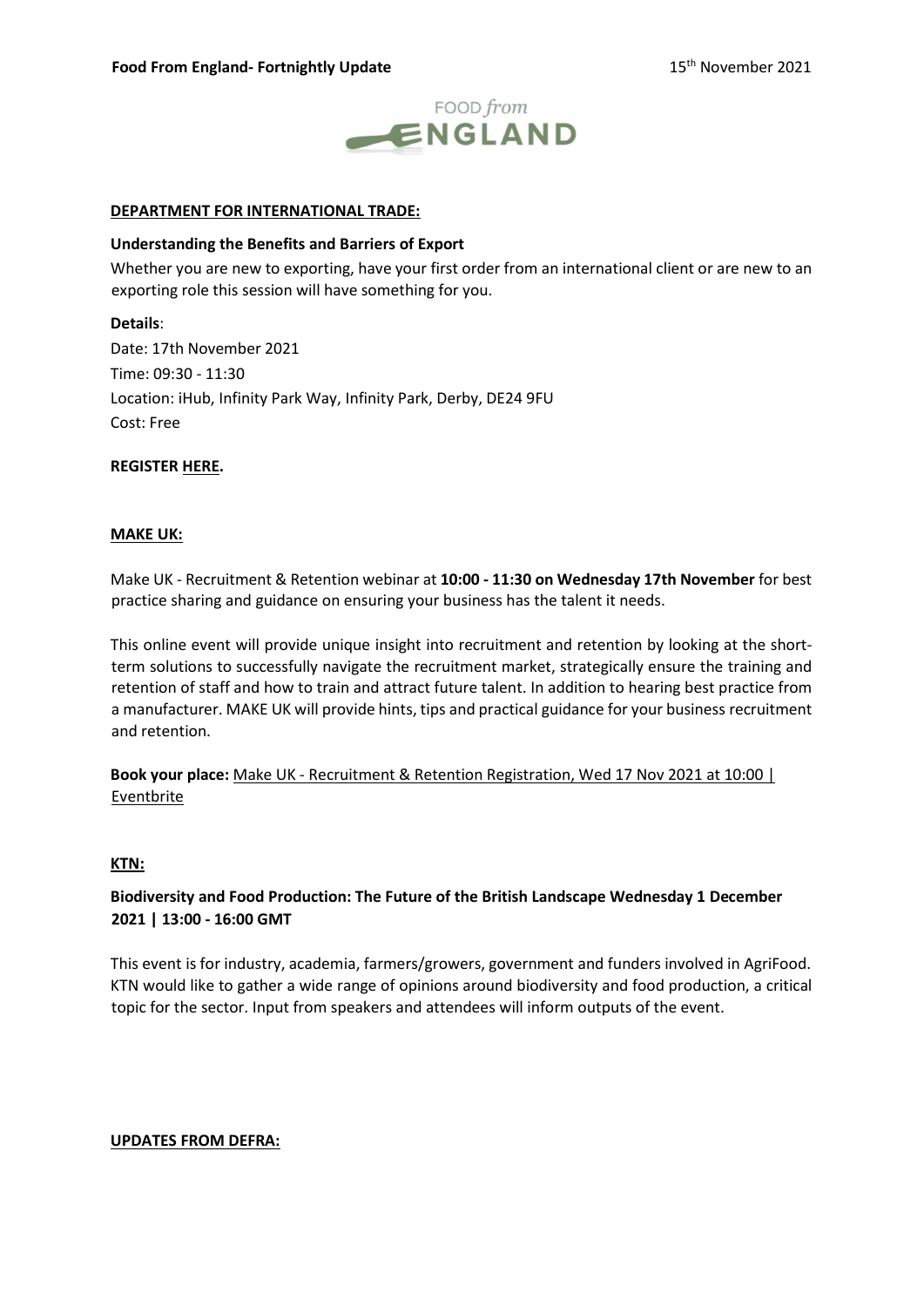## DEPARTMENT FOR INTERNATIONAL TRADE:

**Understanding the Benefits and Barriers of Export**

Whether you are new to exporting, have your first order from an international client or are new to an exporting role this session will have something for you.

**Details**:

Date: 17th November 2021

Time: 09:30 - 11:30

Location: iHub, Infinity Park Way, Infinity Park, Derby, DE24 9FU

Cost: Free

**REGISTER HERE.**

## MAKE UK:

Make UK - Recruitment & Retention webinar at **10:00 - 11:30 on Wednesday 17th November** for best practice sharing and guidance on ensuring your business has the talent it needs.

This online event will provide unique insight into recruitment and retention by looking at the short-term solutions to successfully navigate the recruitment market, strategically ensure the training and retention of staff and how to train and attract future talent. In addition to hearing best practice from a manufacturer. MAKE UK will provide hints, tips and practical guidance for your business recruitment and retention.

**Book your place:** Make UK - Recruitment & Retention Registration, Wed 17 Nov 2021 at 10:00 | Eventbrite

## KTN:

**Biodiversity and Food Production: The Future of the British Landscape Wednesday 1 December 2021 | 13:00 - 16:00 GMT**

This event is for industry, academia, farmers/growers, government and funders involved in AgriFood. KTN would like to gather a wide range of opinions around biodiversity and food production, a critical topic for the sector. Input from speakers and attendees will inform outputs of the event.

## UPDATES FROM DEFRA: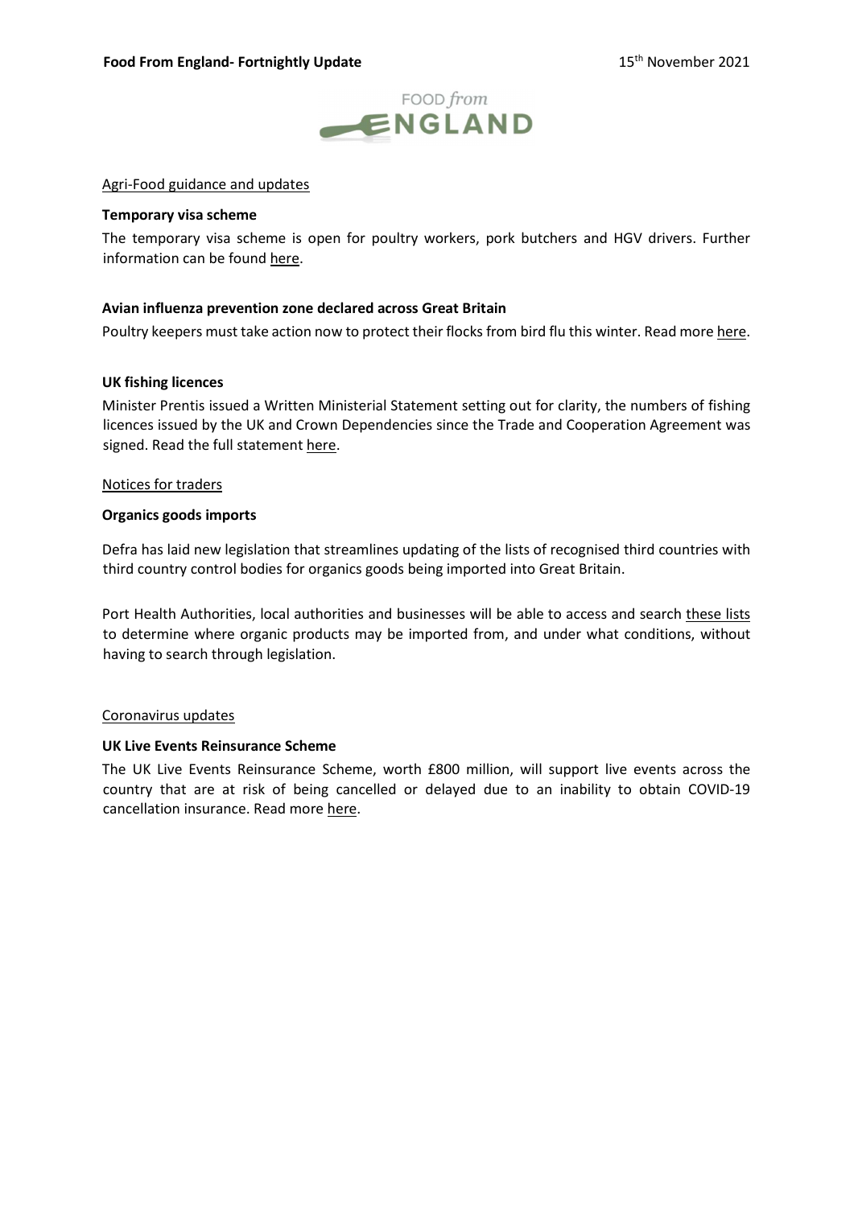## Agri-Food guidance and updates

**Temporary visa scheme**

The temporary visa scheme is open for poultry workers, pork butchers and HGV drivers. Further information can be found here.

**Avian influenza prevention zone declared across Great Britain**

Poultry keepers must take action now to protect their flocks from bird flu this winter. Read more here.

**UK fishing licences**

Minister Prentis issued a Written Ministerial Statement setting out for clarity, the numbers of fishing licences issued by the UK and Crown Dependencies since the Trade and Cooperation Agreement was signed. Read the full statement here.

## Notices for traders

**Organics goods imports**

Defra has laid new legislation that streamlines updating of the lists of recognised third countries with third country control bodies for organics goods being imported into Great Britain.

Port Health Authorities, local authorities and businesses will be able to access and search these lists to determine where organic products may be imported from, and under what conditions, without having to search through legislation.

## Coronavirus updates

**UK Live Events Reinsurance Scheme**

The UK Live Events Reinsurance Scheme, worth £800 million, will support live events across the country that are at risk of being cancelled or delayed due to an inability to obtain COVID-19 cancellation insurance. Read more here.